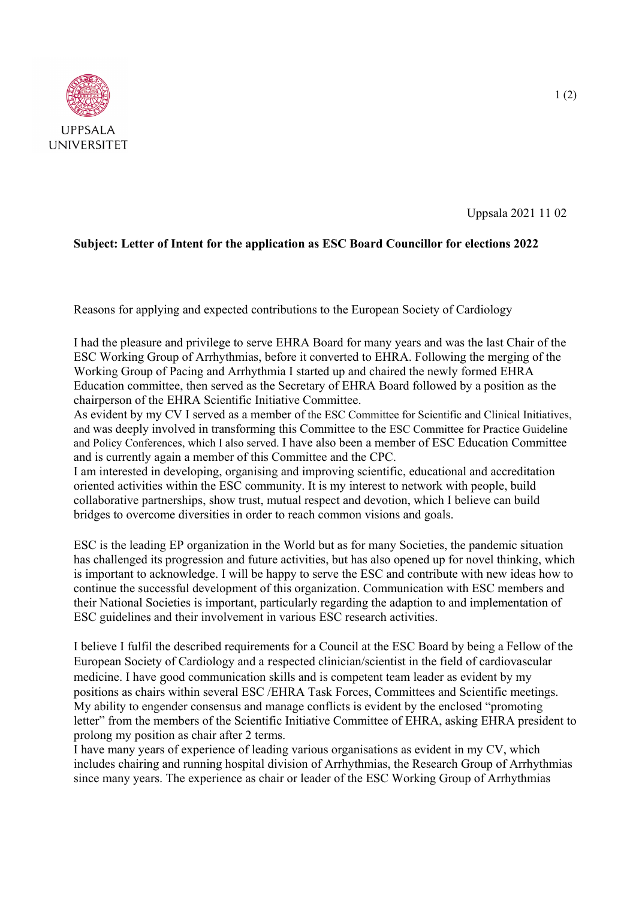UPPSALA UNIVERSITET

Uppsala 2021 11 02

**Subject: Letter of Intent for the application as ESC Board Councillor for elections 2022**

Reasons for applying and expected contributions to the European Society of Cardiology

I had the pleasure and privilege to serve EHRA Board for many years and was the last Chair of the ESC Working Group of Arrhythmias, before it converted to EHRA. Following the merging of the Working Group of Pacing and Arrhythmia I started up and chaired the newly formed EHRA Education committee, then served as the Secretary of EHRA Board followed by a position as the chairperson of the EHRA Scientific Initiative Committee.
As evident by my CV I served as a member of the ESC Committee for Scientific and Clinical Initiatives, and was deeply involved in transforming this Committee to the ESC Committee for Practice Guideline and Policy Conferences, which I also served. I have also been a member of ESC Education Committee and is currently again a member of this Committee and the CPC.
I am interested in developing, organising and improving scientific, educational and accreditation oriented activities within the ESC community. It is my interest to network with people, build collaborative partnerships, show trust, mutual respect and devotion, which I believe can build bridges to overcome diversities in order to reach common visions and goals.

ESC is the leading EP organization in the World but as for many Societies, the pandemic situation has challenged its progression and future activities, but has also opened up for novel thinking, which is important to acknowledge. I will be happy to serve the ESC and contribute with new ideas how to continue the successful development of this organization. Communication with ESC members and their National Societies is important, particularly regarding the adaption to and implementation of ESC guidelines and their involvement in various ESC research activities.

I believe I fulfil the described requirements for a Council at the ESC Board by being a Fellow of the European Society of Cardiology and a respected clinician/scientist in the field of cardiovascular medicine. I have good communication skills and is competent team leader as evident by my positions as chairs within several ESC /EHRA Task Forces, Committees and Scientific meetings. My ability to engender consensus and manage conflicts is evident by the enclosed "promoting letter" from the members of the Scientific Initiative Committee of EHRA, asking EHRA president to prolong my position as chair after 2 terms.
I have many years of experience of leading various organisations as evident in my CV, which includes chairing and running hospital division of Arrhythmias, the Research Group of Arrhythmias since many years. The experience as chair or leader of the ESC Working Group of Arrhythmias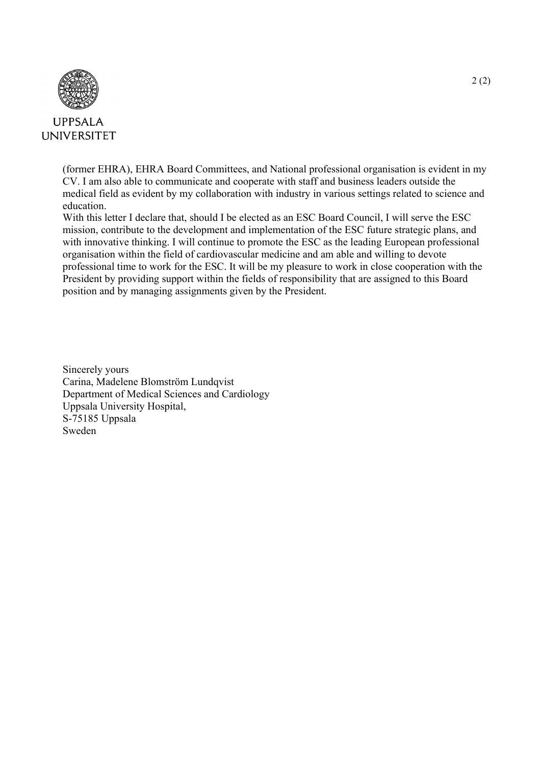(former EHRA), EHRA Board Committees, and National professional organisation is evident in my CV. I am also able to communicate and cooperate with staff and business leaders outside the medical field as evident by my collaboration with industry in various settings related to science and education.

With this letter I declare that, should I be elected as an ESC Board Council, I will serve the ESC mission, contribute to the development and implementation of the ESC future strategic plans, and with innovative thinking. I will continue to promote the ESC as the leading European professional organisation within the field of cardiovascular medicine and am able and willing to devote professional time to work for the ESC. It will be my pleasure to work in close cooperation with the President by providing support within the fields of responsibility that are assigned to this Board position and by managing assignments given by the President.

Sincerely yours
Carina, Madelene Blomström Lundqvist
Department of Medical Sciences and Cardiology
Uppsala University Hospital,
S-75185 Uppsala
Sweden